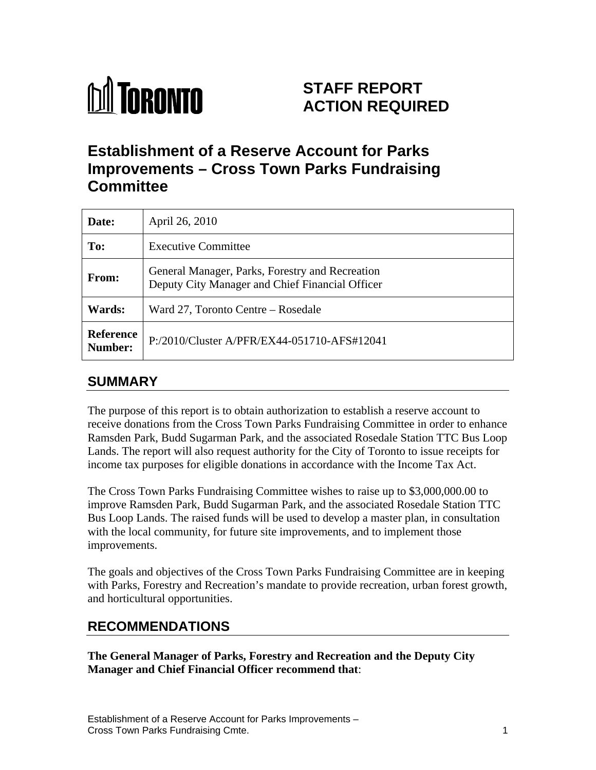# STAFF REPORT ACTION REQUIRED

# Establishment of a Reserve Account for Parks Improvements – Cross Town Parks Fundraising Committee

| | |
|---|---|
| **Date:** | April 26, 2010 |
| **To:** | Executive Committee |
| **From:** | General Manager, Parks, Forestry and Recreation<br>Deputy City Manager and Chief Financial Officer |
| **Wards:** | Ward 27, Toronto Centre – Rosedale |
| **Reference Number:** | P:/2010/Cluster A/PFR/EX44-051710-AFS#12041 |

## SUMMARY

The purpose of this report is to obtain authorization to establish a reserve account to receive donations from the Cross Town Parks Fundraising Committee in order to enhance Ramsden Park, Budd Sugarman Park, and the associated Rosedale Station TTC Bus Loop Lands. The report will also request authority for the City of Toronto to issue receipts for income tax purposes for eligible donations in accordance with the Income Tax Act.

The Cross Town Parks Fundraising Committee wishes to raise up to $3,000,000.00 to improve Ramsden Park, Budd Sugarman Park, and the associated Rosedale Station TTC Bus Loop Lands. The raised funds will be used to develop a master plan, in consultation with the local community, for future site improvements, and to implement those improvements.

The goals and objectives of the Cross Town Parks Fundraising Committee are in keeping with Parks, Forestry and Recreation's mandate to provide recreation, urban forest growth, and horticultural opportunities.

## RECOMMENDATIONS

**The General Manager of Parks, Forestry and Recreation and the Deputy City Manager and Chief Financial Officer recommend that**: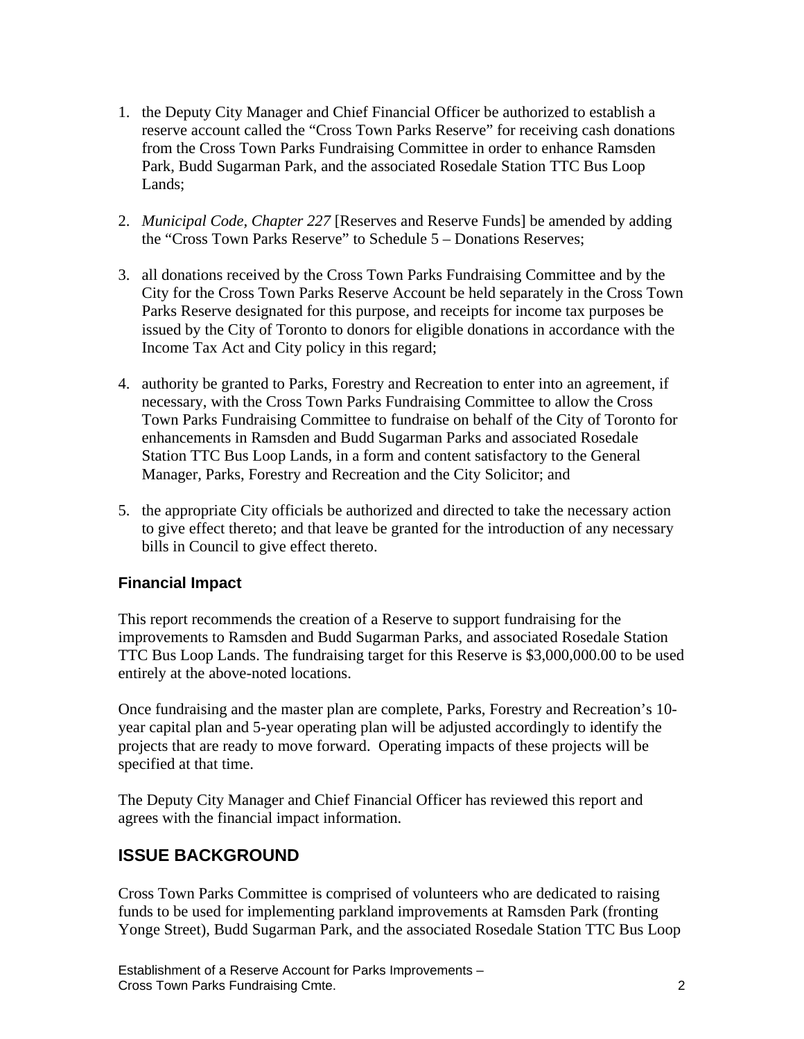1. the Deputy City Manager and Chief Financial Officer be authorized to establish a reserve account called the "Cross Town Parks Reserve" for receiving cash donations from the Cross Town Parks Fundraising Committee in order to enhance Ramsden Park, Budd Sugarman Park, and the associated Rosedale Station TTC Bus Loop Lands;

2. *Municipal Code, Chapter 227* [Reserves and Reserve Funds] be amended by adding the "Cross Town Parks Reserve" to Schedule 5 – Donations Reserves;

3. all donations received by the Cross Town Parks Fundraising Committee and by the City for the Cross Town Parks Reserve Account be held separately in the Cross Town Parks Reserve designated for this purpose, and receipts for income tax purposes be issued by the City of Toronto to donors for eligible donations in accordance with the Income Tax Act and City policy in this regard;

4. authority be granted to Parks, Forestry and Recreation to enter into an agreement, if necessary, with the Cross Town Parks Fundraising Committee to allow the Cross Town Parks Fundraising Committee to fundraise on behalf of the City of Toronto for enhancements in Ramsden and Budd Sugarman Parks and associated Rosedale Station TTC Bus Loop Lands, in a form and content satisfactory to the General Manager, Parks, Forestry and Recreation and the City Solicitor; and

5. the appropriate City officials be authorized and directed to take the necessary action to give effect thereto; and that leave be granted for the introduction of any necessary bills in Council to give effect thereto.

### Financial Impact

This report recommends the creation of a Reserve to support fundraising for the improvements to Ramsden and Budd Sugarman Parks, and associated Rosedale Station TTC Bus Loop Lands. The fundraising target for this Reserve is $3,000,000.00 to be used entirely at the above-noted locations.

Once fundraising and the master plan are complete, Parks, Forestry and Recreation's 10-year capital plan and 5-year operating plan will be adjusted accordingly to identify the projects that are ready to move forward. Operating impacts of these projects will be specified at that time.

The Deputy City Manager and Chief Financial Officer has reviewed this report and agrees with the financial impact information.

## ISSUE BACKGROUND

Cross Town Parks Committee is comprised of volunteers who are dedicated to raising funds to be used for implementing parkland improvements at Ramsden Park (fronting Yonge Street), Budd Sugarman Park, and the associated Rosedale Station TTC Bus Loop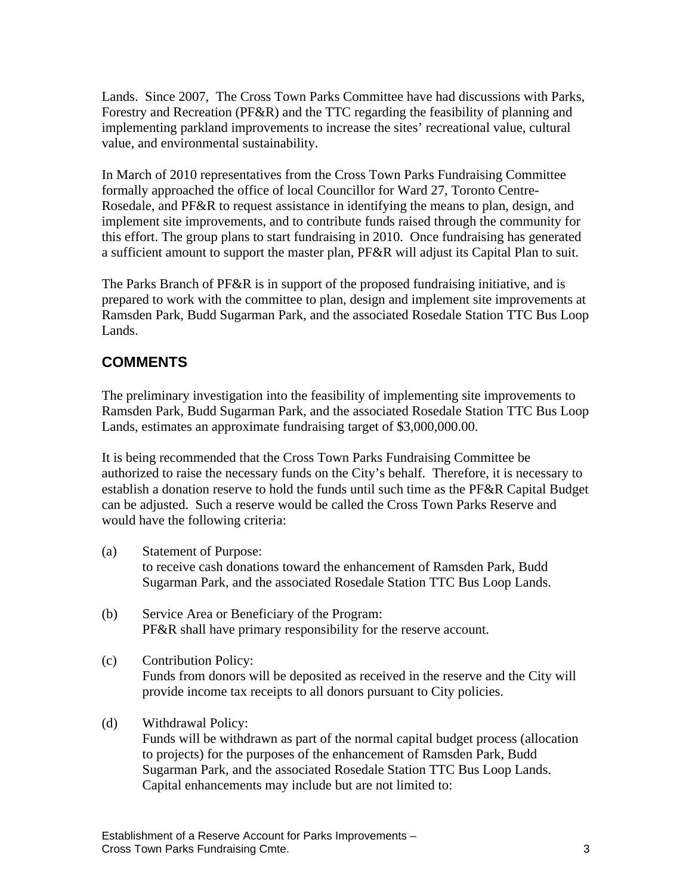Lands. Since 2007, The Cross Town Parks Committee have had discussions with Parks, Forestry and Recreation (PF&R) and the TTC regarding the feasibility of planning and implementing parkland improvements to increase the sites' recreational value, cultural value, and environmental sustainability.

In March of 2010 representatives from the Cross Town Parks Fundraising Committee formally approached the office of local Councillor for Ward 27, Toronto Centre-Rosedale, and PF&R to request assistance in identifying the means to plan, design, and implement site improvements, and to contribute funds raised through the community for this effort. The group plans to start fundraising in 2010. Once fundraising has generated a sufficient amount to support the master plan, PF&R will adjust its Capital Plan to suit.

The Parks Branch of PF&R is in support of the proposed fundraising initiative, and is prepared to work with the committee to plan, design and implement site improvements at Ramsden Park, Budd Sugarman Park, and the associated Rosedale Station TTC Bus Loop Lands.

## COMMENTS

The preliminary investigation into the feasibility of implementing site improvements to Ramsden Park, Budd Sugarman Park, and the associated Rosedale Station TTC Bus Loop Lands, estimates an approximate fundraising target of $3,000,000.00.

It is being recommended that the Cross Town Parks Fundraising Committee be authorized to raise the necessary funds on the City's behalf. Therefore, it is necessary to establish a donation reserve to hold the funds until such time as the PF&R Capital Budget can be adjusted. Such a reserve would be called the Cross Town Parks Reserve and would have the following criteria:

(a) Statement of Purpose:
to receive cash donations toward the enhancement of Ramsden Park, Budd Sugarman Park, and the associated Rosedale Station TTC Bus Loop Lands.

(b) Service Area or Beneficiary of the Program:
PF&R shall have primary responsibility for the reserve account.

(c) Contribution Policy:
Funds from donors will be deposited as received in the reserve and the City will provide income tax receipts to all donors pursuant to City policies.

(d) Withdrawal Policy:
Funds will be withdrawn as part of the normal capital budget process (allocation to projects) for the purposes of the enhancement of Ramsden Park, Budd Sugarman Park, and the associated Rosedale Station TTC Bus Loop Lands. Capital enhancements may include but are not limited to: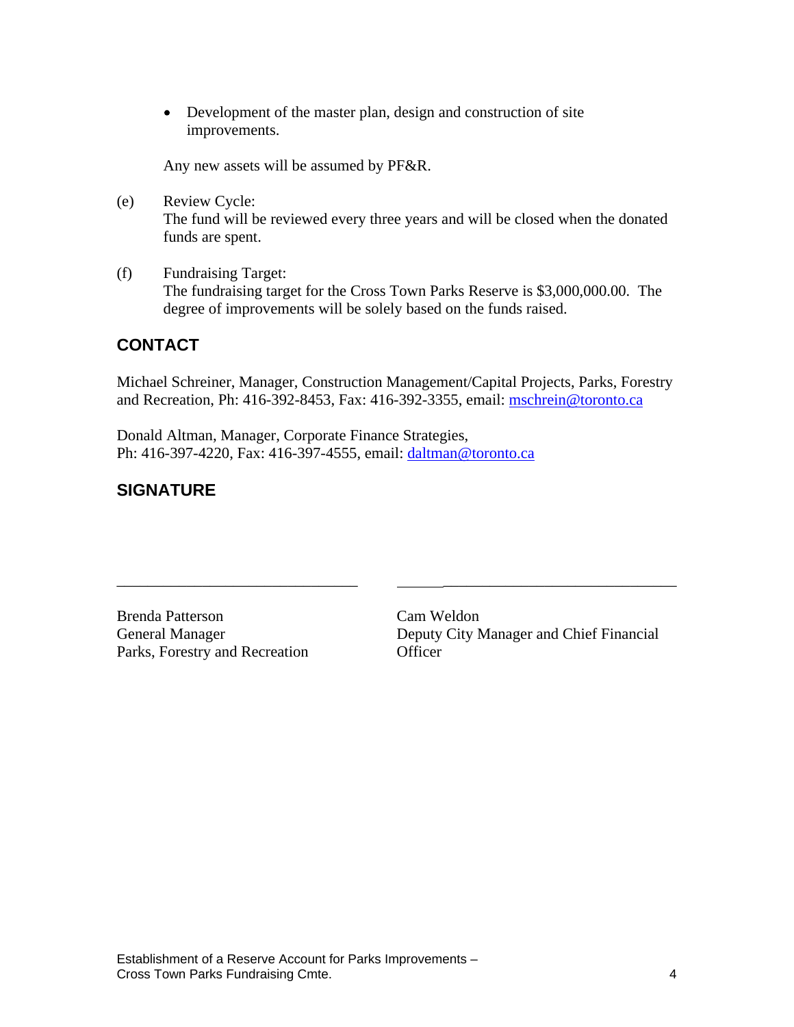- Development of the master plan, design and construction of site improvements.

  Any new assets will be assumed by PF&R.

(e) Review Cycle:
The fund will be reviewed every three years and will be closed when the donated funds are spent.

(f) Fundraising Target:
The fundraising target for the Cross Town Parks Reserve is $3,000,000.00. The degree of improvements will be solely based on the funds raised.

## CONTACT

Michael Schreiner, Manager, Construction Management/Capital Projects, Parks, Forestry and Recreation, Ph: 416-392-8453, Fax: 416-392-3355, email: mschrein@toronto.ca

Donald Altman, Manager, Corporate Finance Strategies,
Ph: 416-397-4220, Fax: 416-397-4555, email: daltman@toronto.ca

## SIGNATURE

_______________________________

Brenda Patterson
General Manager
Parks, Forestry and Recreation

_______________________________

Cam Weldon
Deputy City Manager and Chief Financial Officer